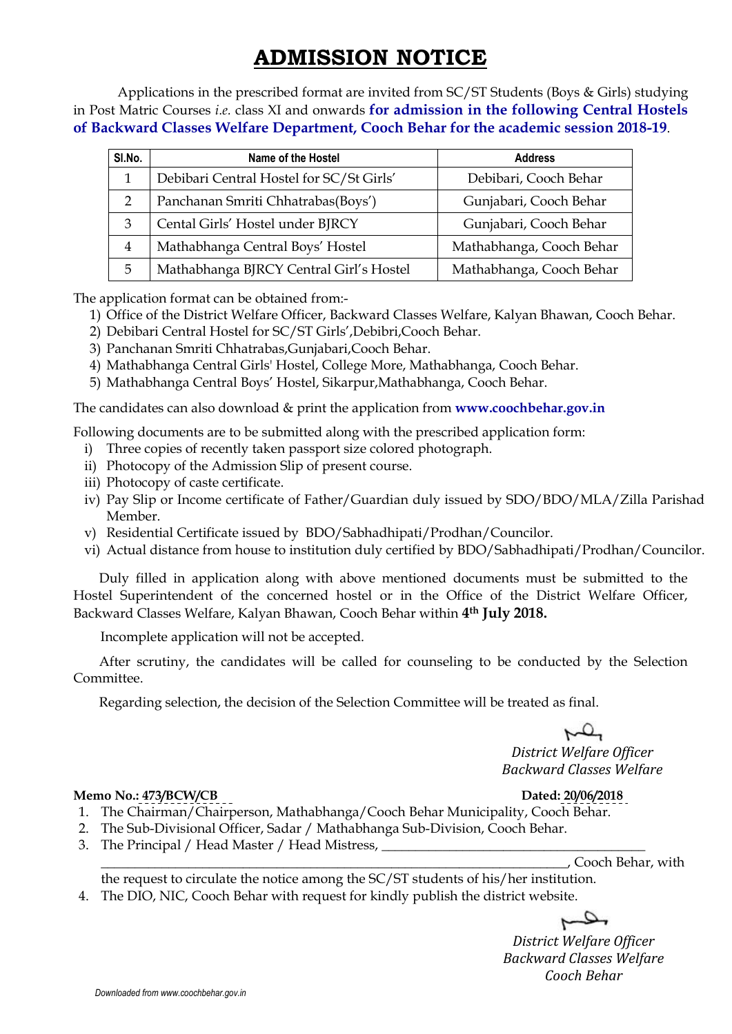# ADMISSION NOTICE

Applications in the prescribed format are invited from SC/ST Students (Boys & Girls) studying in Post Matric Courses *i.e.* class XI and onwards **for admission in the following Central Hostels of Backward Classes Welfare Department, Cooch Behar for the academic session 2018-19**.

| Sl.No. | Name of the Hostel | Address |
|---|---|---|
| 1 | Debibari Central Hostel for SC/St Girls' | Debibari, Cooch Behar |
| 2 | Panchanan Smriti Chhatrabas(Boys') | Gunjabari, Cooch Behar |
| 3 | Cental Girls' Hostel under BJRCY | Gunjabari, Cooch Behar |
| 4 | Mathabhanga Central Boys' Hostel | Mathabhanga, Cooch Behar |
| 5 | Mathabhanga BJRCY Central Girl's Hostel | Mathabhanga, Cooch Behar |

The application format can be obtained from:-

1) Office of the District Welfare Officer, Backward Classes Welfare, Kalyan Bhawan, Cooch Behar.
2) Debibari Central Hostel for SC/ST Girls',Debibri,Cooch Behar.
3) Panchanan Smriti Chhatrabas,Gunjabari,Cooch Behar.
4) Mathabhanga Central Girls' Hostel, College More, Mathabhanga, Cooch Behar.
5) Mathabhanga Central Boys' Hostel, Sikarpur,Mathabhanga, Cooch Behar.

The candidates can also download & print the application from **www.coochbehar.gov.in**

Following documents are to be submitted along with the prescribed application form:

i) Three copies of recently taken passport size colored photograph.
ii) Photocopy of the Admission Slip of present course.
iii) Photocopy of caste certificate.
iv) Pay Slip or Income certificate of Father/Guardian duly issued by SDO/BDO/MLA/Zilla Parishad Member.
v) Residential Certificate issued by BDO/Sabhadhipati/Prodhan/Councilor.
vi) Actual distance from house to institution duly certified by BDO/Sabhadhipati/Prodhan/Councilor.

Duly filled in application along with above mentioned documents must be submitted to the Hostel Superintendent of the concerned hostel or in the Office of the District Welfare Officer, Backward Classes Welfare, Kalyan Bhawan, Cooch Behar within **4th July 2018.**

Incomplete application will not be accepted.

After scrutiny, the candidates will be called for counseling to be conducted by the Selection Committee.

Regarding selection, the decision of the Selection Committee will be treated as final.

*District Welfare Officer*
*Backward Classes Welfare*

**Memo No.:** 473/BCW/CB **Dated:** 20/06/2018

1. The Chairman/Chairperson, Mathabhanga/Cooch Behar Municipality, Cooch Behar.
2. The Sub-Divisional Officer, Sadar / Mathabhanga Sub-Division, Cooch Behar.
3. The Principal / Head Master / Head Mistress, \_\_\_\_\_\_\_\_\_\_\_\_\_\_\_\_\_\_\_\_\_\_\_\_\_\_\_\_\_\_\_\_\_\_\_\_\_\_\_\_\_\_\_\_\_\_\_\_\_\_\_\_\_\_\_\_\_\_\_\_\_\_\_\_\_\_\_\_, Cooch Behar, with the request to circulate the notice among the SC/ST students of his/her institution.
4. The DIO, NIC, Cooch Behar with request for kindly publish the district website.

*District Welfare Officer*
*Backward Classes Welfare*
*Cooch Behar*

*Downloaded from www.coochbehar.gov.in*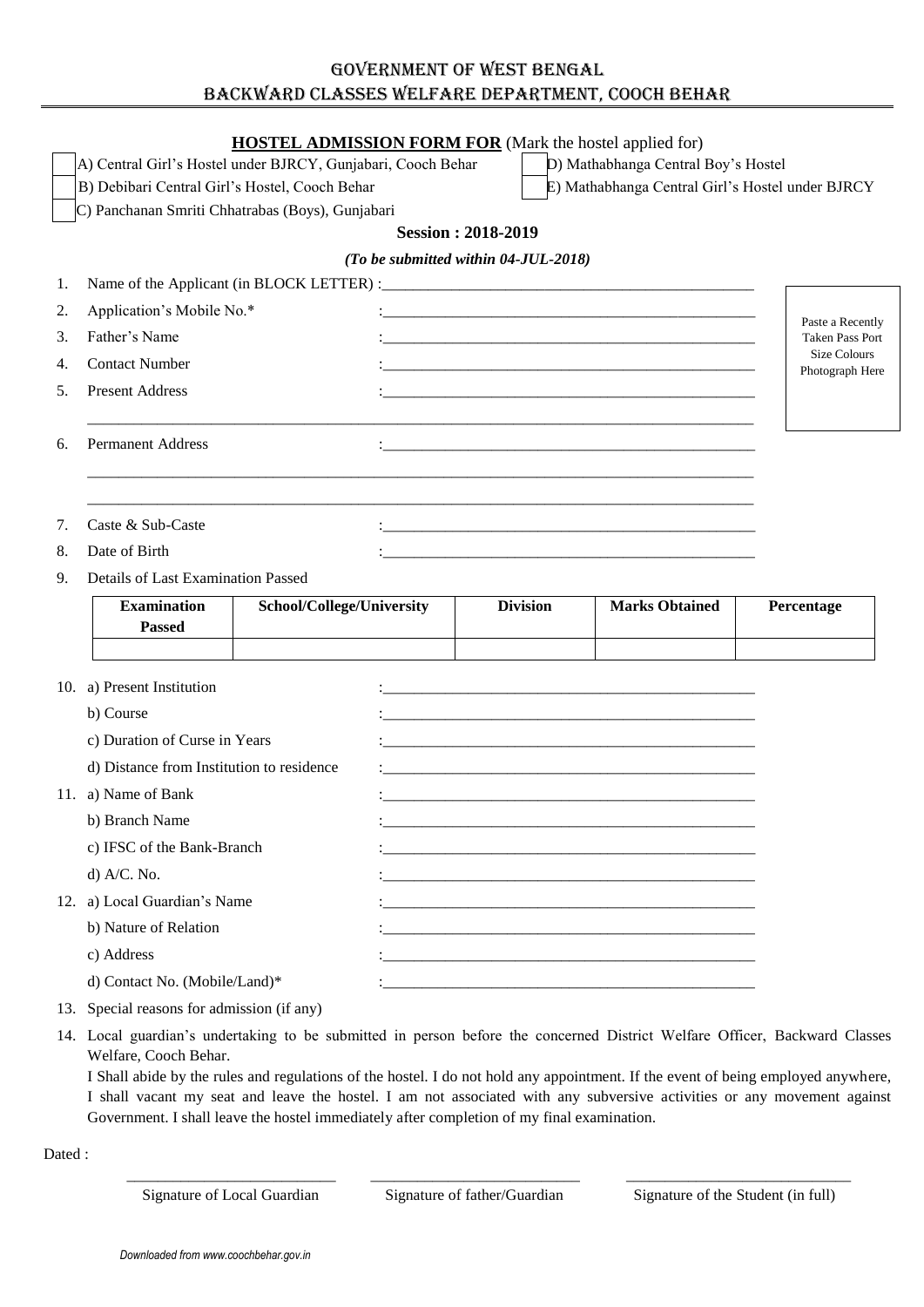# GOVERNMENT OF WEST BENGAL
## BACKWARD CLASSES WELFARE DEPARTMENT, COOCH BEHAR

**HOSTEL ADMISSION FORM FOR** (Mark the hostel applied for)

- [ ] A) Central Girl's Hostel under BJRCY, Gunjabari, Cooch Behar
- [ ] B) Debibari Central Girl's Hostel, Cooch Behar
- [ ] C) Panchanan Smriti Chhatrabas (Boys), Gunjabari
- [ ] D) Mathabhanga Central Boy's Hostel
- [ ] E) Mathabhanga Central Girl's Hostel under BJRCY

**Session : 2018-2019**

***(To be submitted within 04-JUL-2018)***

Paste a Recently Taken Pass Port Size Colours Photograph Here

1. Name of the Applicant (in BLOCK LETTER) :______________________________
2. Application's Mobile No.* :______________________________
3. Father's Name :______________________________
4. Contact Number :______________________________
5. Present Address :______________________________

______________________________________________________________

6. Permanent Address :______________________________

______________________________________________________________

______________________________________________________________

7. Caste & Sub-Caste :______________________________
8. Date of Birth :______________________________
9. Details of Last Examination Passed

| Examination Passed | School/College/University | Division | Marks Obtained | Percentage |
|---|---|---|---|---|
| | | | | |

10. a) Present Institution :______________________________
    b) Course :______________________________
    c) Duration of Curse in Years :______________________________
    d) Distance from Institution to residence :______________________________
11. a) Name of Bank :______________________________
    b) Branch Name :______________________________
    c) IFSC of the Bank-Branch :______________________________
    d) A/C. No. :______________________________
12. a) Local Guardian's Name :______________________________
    b) Nature of Relation :______________________________
    c) Address :______________________________
    d) Contact No. (Mobile/Land)* :______________________________
13. Special reasons for admission (if any)
14. Local guardian's undertaking to be submitted in person before the concerned District Welfare Officer, Backward Classes Welfare, Cooch Behar.

    I Shall abide by the rules and regulations of the hostel. I do not hold any appointment. If the event of being employed anywhere, I shall vacant my seat and leave the hostel. I am not associated with any subversive activities or any movement against Government. I shall leave the hostel immediately after completion of my final examination.

Dated :

| ___________________________ | ___________________________ | ___________________________ |
|---|---|---|
| Signature of Local Guardian | Signature of father/Guardian | Signature of the Student (in full) |

*Downloaded from www.coochbehar.gov.in*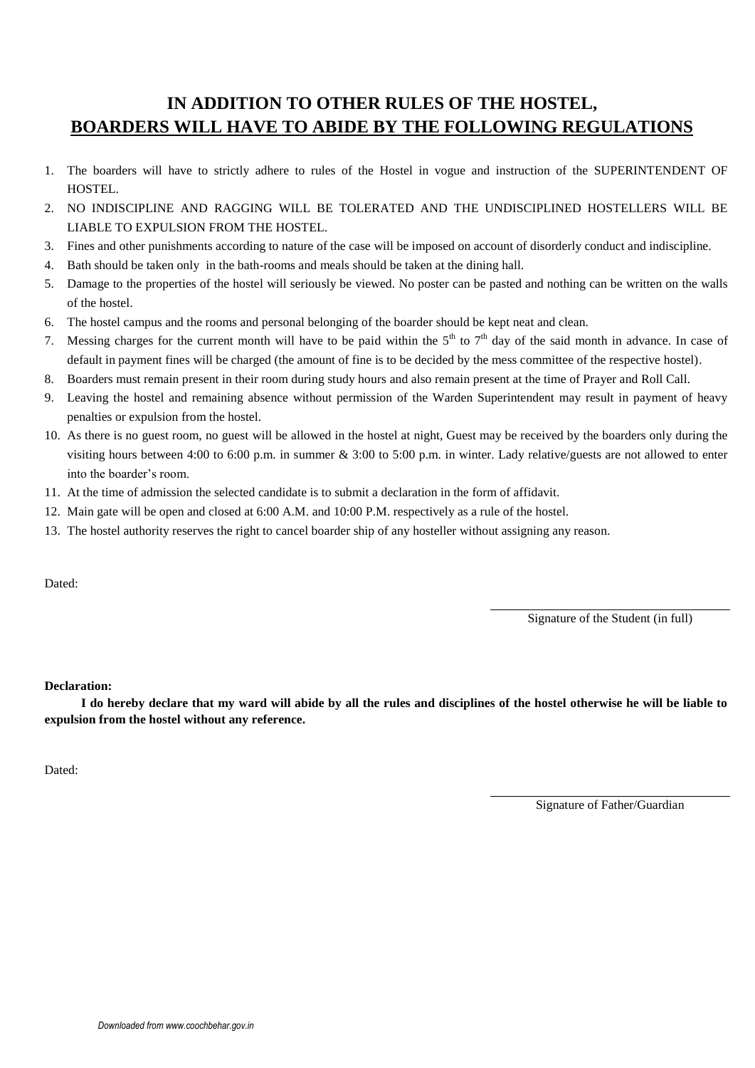# IN ADDITION TO OTHER RULES OF THE HOSTEL, BOARDERS WILL HAVE TO ABIDE BY THE FOLLOWING REGULATIONS

1. The boarders will have to strictly adhere to rules of the Hostel in vogue and instruction of the SUPERINTENDENT OF HOSTEL.
2. NO INDISCIPLINE AND RAGGING WILL BE TOLERATED AND THE UNDISCIPLINED HOSTELLERS WILL BE LIABLE TO EXPULSION FROM THE HOSTEL.
3. Fines and other punishments according to nature of the case will be imposed on account of disorderly conduct and indiscipline.
4. Bath should be taken only in the bath-rooms and meals should be taken at the dining hall.
5. Damage to the properties of the hostel will seriously be viewed. No poster can be pasted and nothing can be written on the walls of the hostel.
6. The hostel campus and the rooms and personal belonging of the boarder should be kept neat and clean.
7. Messing charges for the current month will have to be paid within the 5th to 7th day of the said month in advance. In case of default in payment fines will be charged (the amount of fine is to be decided by the mess committee of the respective hostel).
8. Boarders must remain present in their room during study hours and also remain present at the time of Prayer and Roll Call.
9. Leaving the hostel and remaining absence without permission of the Warden Superintendent may result in payment of heavy penalties or expulsion from the hostel.
10. As there is no guest room, no guest will be allowed in the hostel at night, Guest may be received by the boarders only during the visiting hours between 4:00 to 6:00 p.m. in summer & 3:00 to 5:00 p.m. in winter. Lady relative/guests are not allowed to enter into the boarder's room.
11. At the time of admission the selected candidate is to submit a declaration in the form of affidavit.
12. Main gate will be open and closed at 6:00 A.M. and 10:00 P.M. respectively as a rule of the hostel.
13. The hostel authority reserves the right to cancel boarder ship of any hosteller without assigning any reason.

Dated:

Signature of the Student (in full)

**Declaration:**

**I do hereby declare that my ward will abide by all the rules and disciplines of the hostel otherwise he will be liable to expulsion from the hostel without any reference.**

Dated:

Signature of Father/Guardian

*Downloaded from www.coochbehar.gov.in*